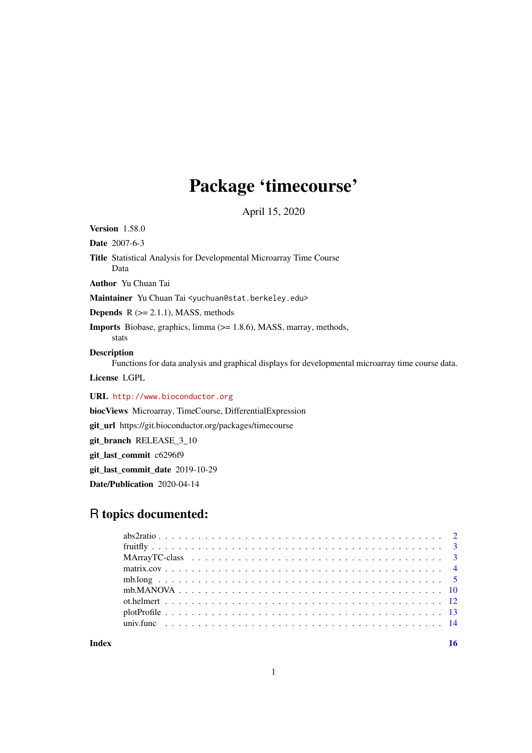# Package 'timecourse'

April 15, 2020

**Version** 1.58.0

**Date** 2007-6-3

**Title** Statistical Analysis for Developmental Microarray Time Course Data

**Author** Yu Chuan Tai

**Maintainer** Yu Chuan Tai <yuchuan@stat.berkeley.edu>

**Depends** R (>= 2.1.1), MASS, methods

**Imports** Biobase, graphics, limma (>= 1.8.6), MASS, marray, methods, stats

**Description**
Functions for data analysis and graphical displays for developmental microarray time course data.

**License** LGPL

**URL** http://www.bioconductor.org

**biocViews** Microarray, TimeCourse, DifferentialExpression

**git_url** https://git.bioconductor.org/packages/timecourse

**git_branch** RELEASE_3_10

**git_last_commit** c6296f9

**git_last_commit_date** 2019-10-29

**Date/Publication** 2020-04-14

## R topics documented:

- abs2ratio . . . . . . . . . . 2
- fruitfly . . . . . . . . . . 3
- MArrayTC-class . . . . . . . . . . 3
- matrix.cov . . . . . . . . . . 4
- mb.long . . . . . . . . . . 5
- mb.MANOVA . . . . . . . . . . 10
- ot.helmert . . . . . . . . . . 12
- plotProfile . . . . . . . . . . 13
- univ.func . . . . . . . . . . 14

**Index** **16**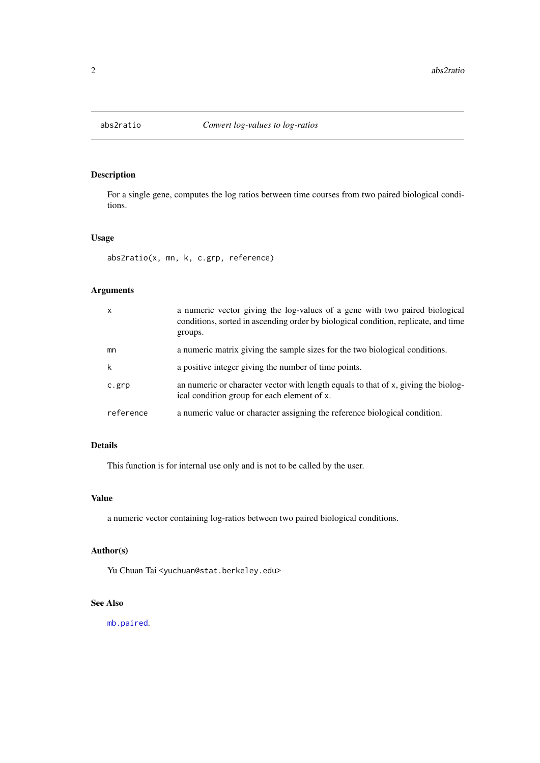# abs2ratio — *Convert log-values to log-ratios*

## Description

For a single gene, computes the log ratios between time courses from two paired biological conditions.

## Usage

```
abs2ratio(x, mn, k, c.grp, reference)
```

## Arguments

| | |
|---|---|
| `x` | a numeric vector giving the log-values of a gene with two paired biological conditions, sorted in ascending order by biological condition, replicate, and time groups. |
| `mn` | a numeric matrix giving the sample sizes for the two biological conditions. |
| `k` | a positive integer giving the number of time points. |
| `c.grp` | an numeric or character vector with length equals to that of `x`, giving the biological condition group for each element of `x`. |
| `reference` | a numeric value or character assigning the reference biological condition. |

## Details

This function is for internal use only and is not to be called by the user.

## Value

a numeric vector containing log-ratios between two paired biological conditions.

## Author(s)

Yu Chuan Tai <yuchuan@stat.berkeley.edu>

## See Also

`mb.paired`.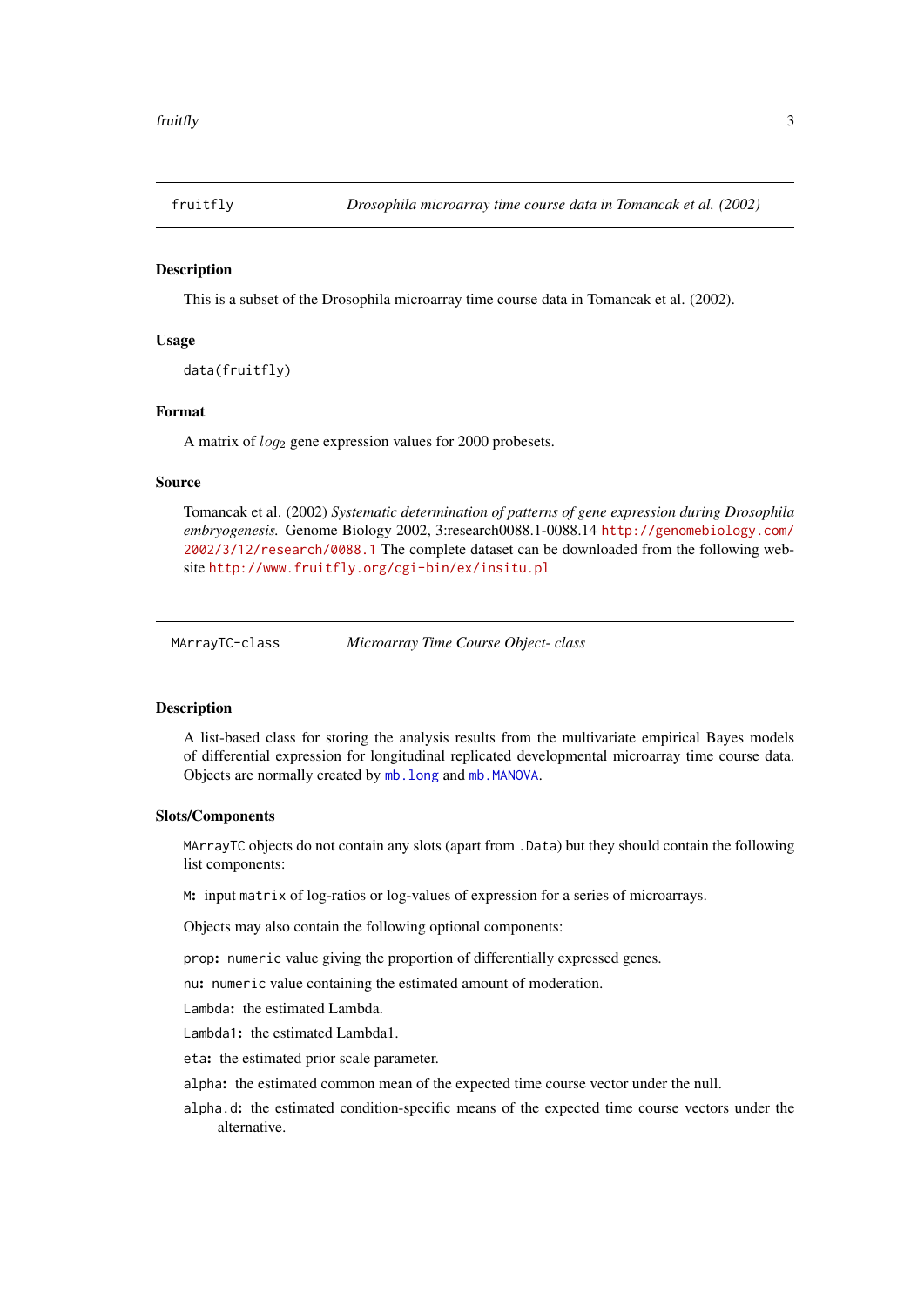## fruitfly — *Drosophila microarray time course data in Tomancak et al. (2002)*

### Description

This is a subset of the Drosophila microarray time course data in Tomancak et al. (2002).

### Usage

```
data(fruitfly)
```

### Format

A matrix of $log_2$ gene expression values for 2000 probesets.

### Source

Tomancak et al. (2002) *Systematic determination of patterns of gene expression during Drosophila embryogenesis.* Genome Biology 2002, 3:research0088.1-0088.14 http://genomebiology.com/2002/3/12/research/0088.1 The complete dataset can be downloaded from the following website http://www.fruitfly.org/cgi-bin/ex/insitu.pl

## MArrayTC-class — *Microarray Time Course Object- class*

### Description

A list-based class for storing the analysis results from the multivariate empirical Bayes models of differential expression for longitudinal replicated developmental microarray time course data. Objects are normally created by `mb.long` and `mb.MANOVA`.

### Slots/Components

`MArrayTC` objects do not contain any slots (apart from `.Data`) but they should contain the following list components:

**`M`:** input `matrix` of log-ratios or log-values of expression for a series of microarrays.

Objects may also contain the following optional components:

**`prop`:** `numeric` value giving the proportion of differentially expressed genes.

**`nu`:** `numeric` value containing the estimated amount of moderation.

**`Lambda`:** the estimated Lambda.

**`Lambda1`:** the estimated Lambda1.

**`eta`:** the estimated prior scale parameter.

**`alpha`:** the estimated common mean of the expected time course vector under the null.

**`alpha.d`:** the estimated condition-specific means of the expected time course vectors under the alternative.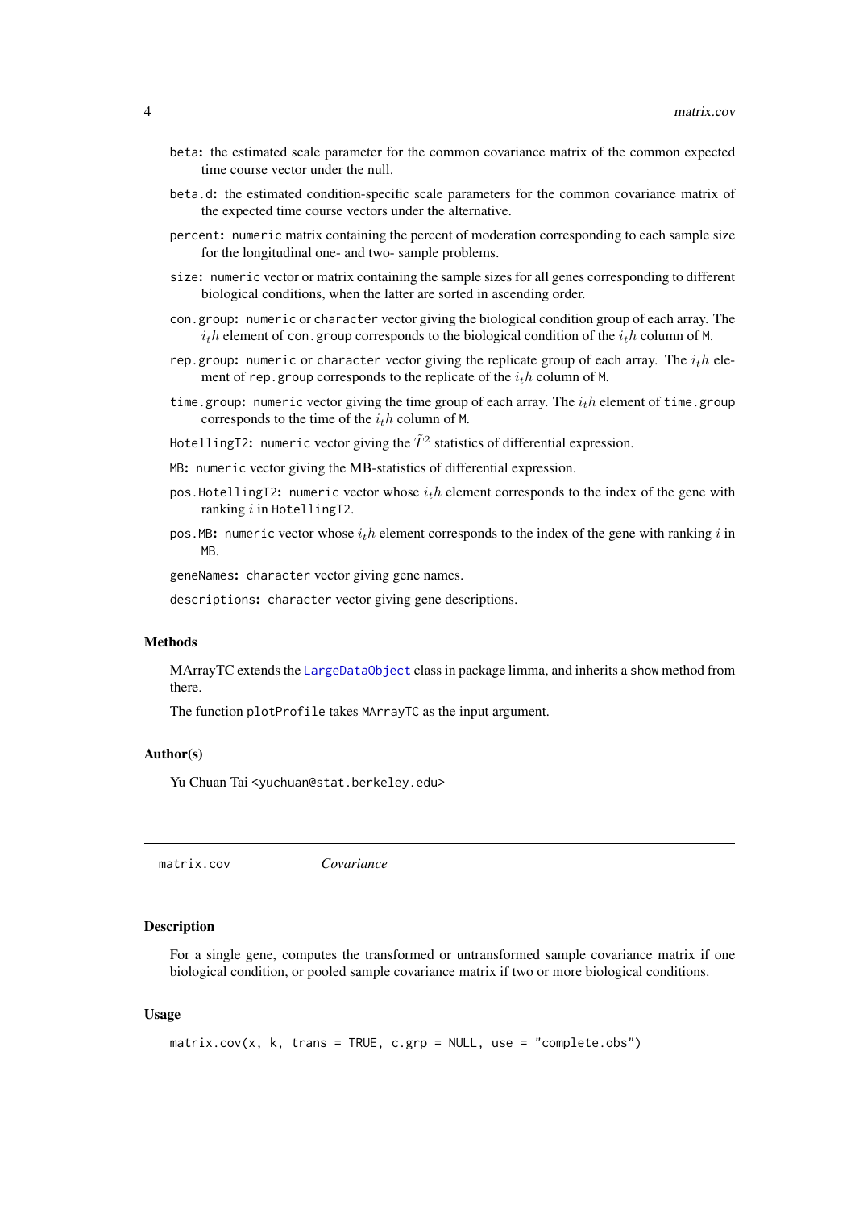beta: the estimated scale parameter for the common covariance matrix of the common expected time course vector under the null.

beta.d: the estimated condition-specific scale parameters for the common covariance matrix of the expected time course vectors under the alternative.

percent: numeric matrix containing the percent of moderation corresponding to each sample size for the longitudinal one- and two- sample problems.

size: numeric vector or matrix containing the sample sizes for all genes corresponding to different biological conditions, when the latter are sorted in ascending order.

con.group: numeric or character vector giving the biological condition group of each array. The $i_th$ element of con.group corresponds to the biological condition of the $i_th$ column of M.

rep.group: numeric or character vector giving the replicate group of each array. The $i_th$ element of rep.group corresponds to the replicate of the $i_th$ column of M.

time.group: numeric vector giving the time group of each array. The $i_th$ element of time.group corresponds to the time of the $i_th$ column of M.

HotellingT2: numeric vector giving the $\tilde{T}^2$ statistics of differential expression.

MB: numeric vector giving the MB-statistics of differential expression.

pos.HotellingT2: numeric vector whose $i_th$ element corresponds to the index of the gene with ranking $i$ in HotellingT2.

pos.MB: numeric vector whose $i_th$ element corresponds to the index of the gene with ranking $i$ in MB.

geneNames: character vector giving gene names.

descriptions: character vector giving gene descriptions.

### Methods

MArrayTC extends the LargeDataObject class in package limma, and inherits a show method from there.

The function plotProfile takes MArrayTC as the input argument.

### Author(s)

Yu Chuan Tai <yuchuan@stat.berkeley.edu>

---

## matrix.cov *Covariance*

### Description

For a single gene, computes the transformed or untransformed sample covariance matrix if one biological condition, or pooled sample covariance matrix if two or more biological conditions.

### Usage

```
matrix.cov(x, k, trans = TRUE, c.grp = NULL, use = "complete.obs")
```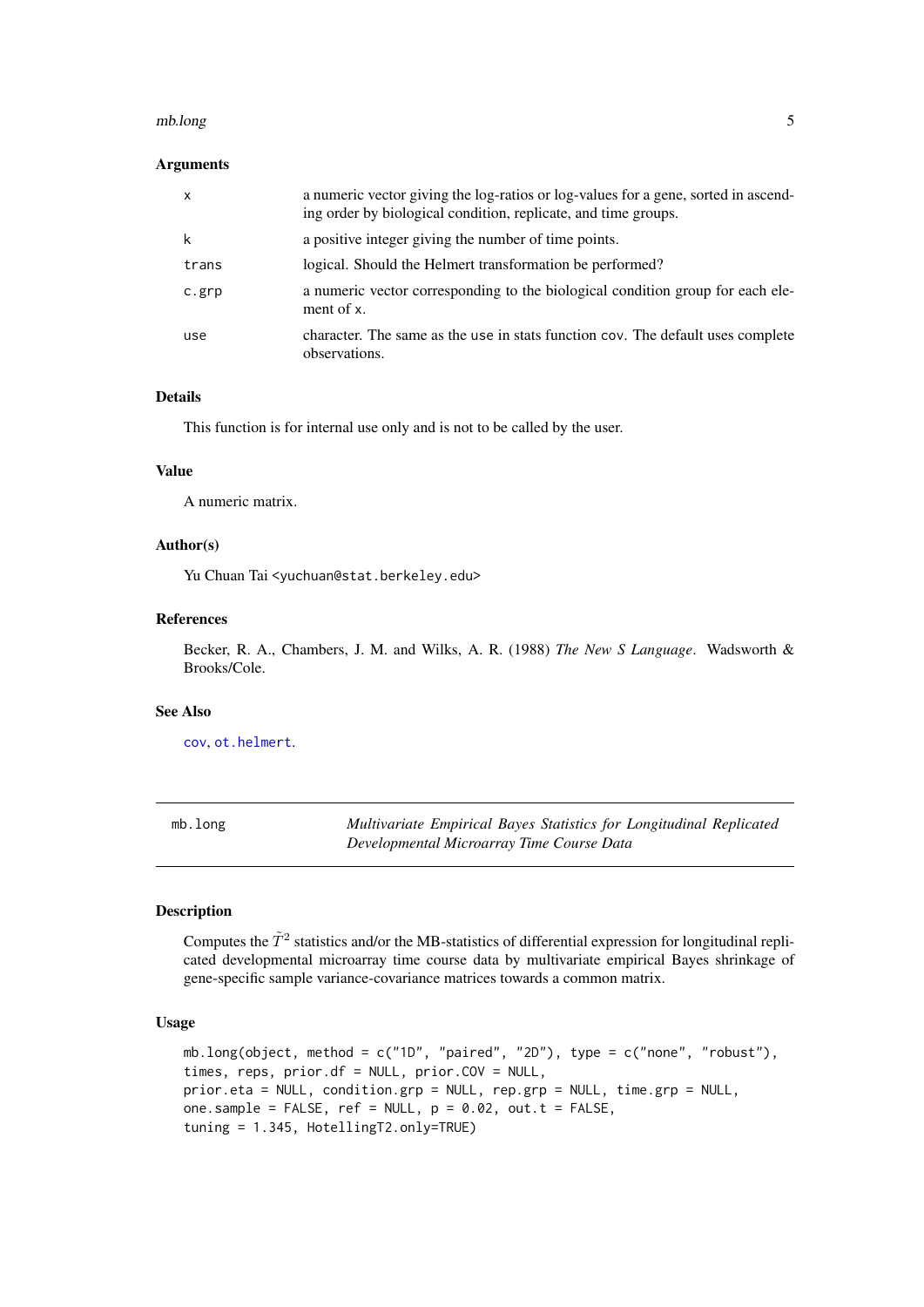### Arguments

| | |
|---|---|
| `x` | a numeric vector giving the log-ratios or log-values for a gene, sorted in ascending order by biological condition, replicate, and time groups. |
| `k` | a positive integer giving the number of time points. |
| `trans` | logical. Should the Helmert transformation be performed? |
| `c.grp` | a numeric vector corresponding to the biological condition group for each element of `x`. |
| `use` | character. The same as the `use` in stats function `cov`. The default uses complete observations. |

### Details

This function is for internal use only and is not to be called by the user.

### Value

A numeric matrix.

### Author(s)

Yu Chuan Tai <yuchuan@stat.berkeley.edu>

### References

Becker, R. A., Chambers, J. M. and Wilks, A. R. (1988) *The New S Language*. Wadsworth & Brooks/Cole.

### See Also

`cov`, `ot.helmert`.

---

## mb.long — *Multivariate Empirical Bayes Statistics for Longitudinal Replicated Developmental Microarray Time Course Data*

---

### Description

Computes the $\tilde{T}^2$ statistics and/or the MB-statistics of differential expression for longitudinal replicated developmental microarray time course data by multivariate empirical Bayes shrinkage of gene-specific sample variance-covariance matrices towards a common matrix.

### Usage

```
mb.long(object, method = c("1D", "paired", "2D"), type = c("none", "robust"),
times, reps, prior.df = NULL, prior.COV = NULL,
prior.eta = NULL, condition.grp = NULL, rep.grp = NULL, time.grp = NULL,
one.sample = FALSE, ref = NULL, p = 0.02, out.t = FALSE,
tuning = 1.345, HotellingT2.only=TRUE)
```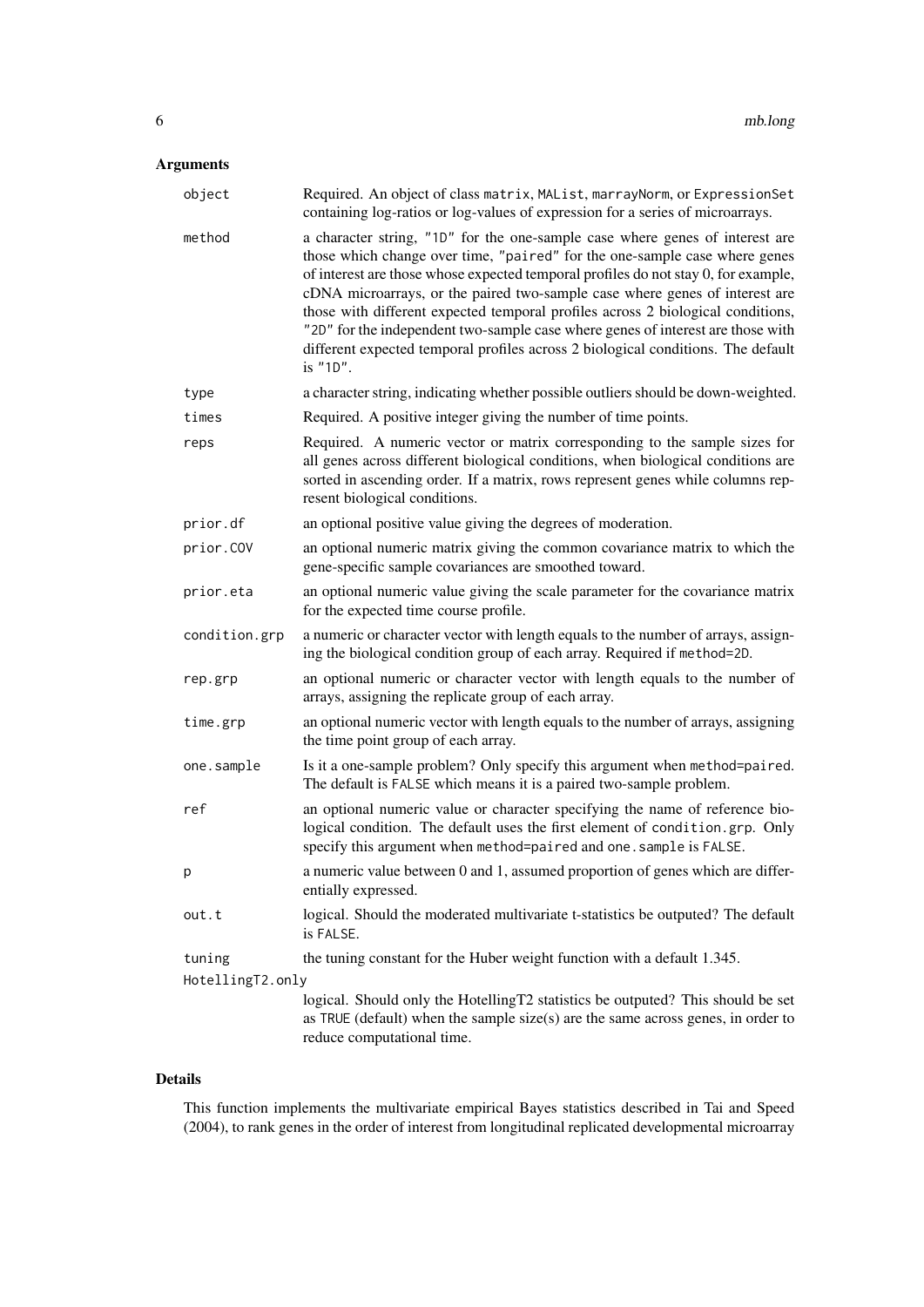## Arguments

| | |
|---|---|
| `object` | Required. An object of class `matrix`, `MAList`, `marrayNorm`, or `ExpressionSet` containing log-ratios or log-values of expression for a series of microarrays. |
| `method` | a character string, `"1D"` for the one-sample case where genes of interest are those which change over time, `"paired"` for the one-sample case where genes of interest are those whose expected temporal profiles do not stay 0, for example, cDNA microarrays, or the paired two-sample case where genes of interest are those with different expected temporal profiles across 2 biological conditions, `"2D"` for the independent two-sample case where genes of interest are those with different expected temporal profiles across 2 biological conditions. The default is `"1D"`. |
| `type` | a character string, indicating whether possible outliers should be down-weighted. |
| `times` | Required. A positive integer giving the number of time points. |
| `reps` | Required. A numeric vector or matrix corresponding to the sample sizes for all genes across different biological conditions, when biological conditions are sorted in ascending order. If a matrix, rows represent genes while columns represent biological conditions. |
| `prior.df` | an optional positive value giving the degrees of moderation. |
| `prior.COV` | an optional numeric matrix giving the common covariance matrix to which the gene-specific sample covariances are smoothed toward. |
| `prior.eta` | an optional numeric value giving the scale parameter for the covariance matrix for the expected time course profile. |
| `condition.grp` | a numeric or character vector with length equals to the number of arrays, assigning the biological condition group of each array. Required if `method=2D`. |
| `rep.grp` | an optional numeric or character vector with length equals to the number of arrays, assigning the replicate group of each array. |
| `time.grp` | an optional numeric vector with length equals to the number of arrays, assigning the time point group of each array. |
| `one.sample` | Is it a one-sample problem? Only specify this argument when `method=paired`. The default is `FALSE` which means it is a paired two-sample problem. |
| `ref` | an optional numeric value or character specifying the name of reference biological condition. The default uses the first element of `condition.grp`. Only specify this argument when `method=paired` and `one.sample` is `FALSE`. |
| `p` | a numeric value between 0 and 1, assumed proportion of genes which are differentially expressed. |
| `out.t` | logical. Should the moderated multivariate t-statistics be outputed? The default is `FALSE`. |
| `tuning` | the tuning constant for the Huber weight function with a default 1.345. |
| `HotellingT2.only` | logical. Should only the HotellingT2 statistics be outputed? This should be set as `TRUE` (default) when the sample size(s) are the same across genes, in order to reduce computational time. |

## Details

This function implements the multivariate empirical Bayes statistics described in Tai and Speed (2004), to rank genes in the order of interest from longitudinal replicated developmental microarray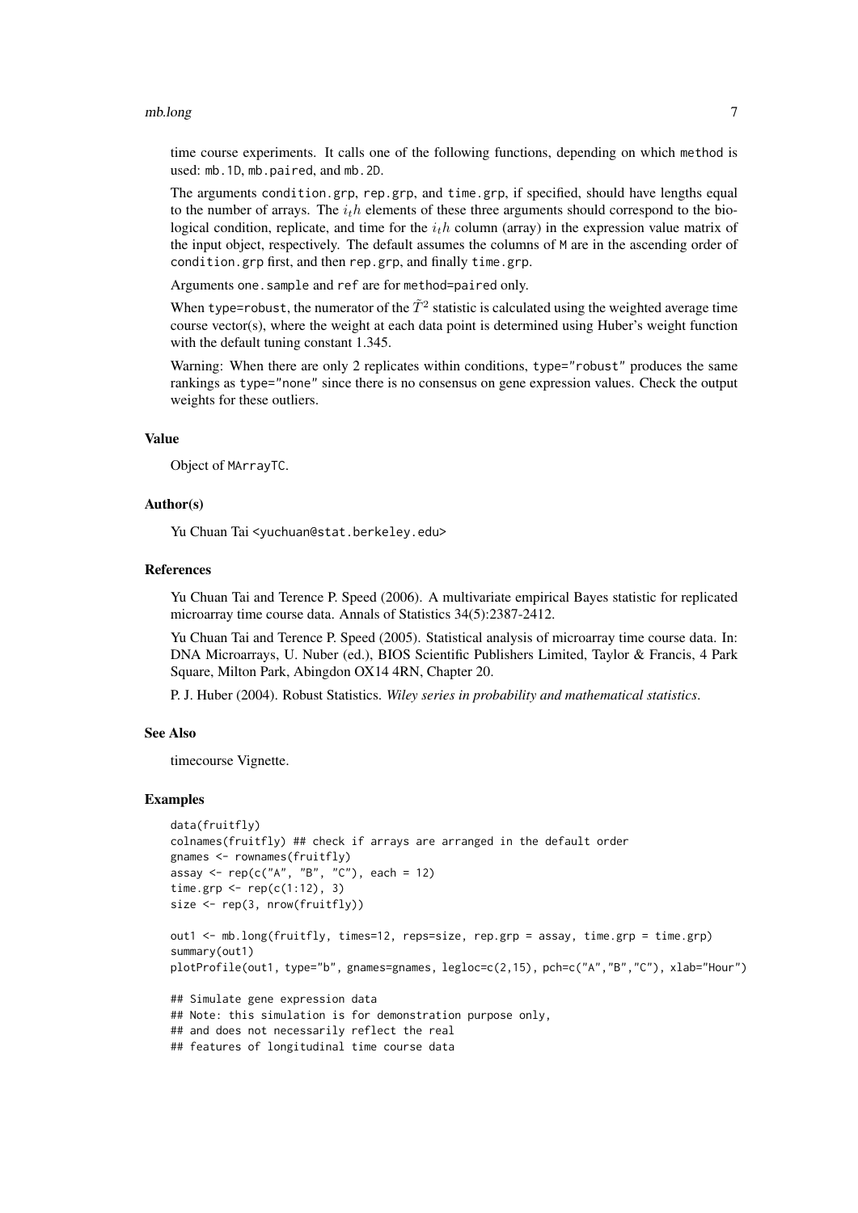time course experiments. It calls one of the following functions, depending on which method is used: mb.1D, mb.paired, and mb.2D.

The arguments condition.grp, rep.grp, and time.grp, if specified, should have lengths equal to the number of arrays. The $i_th$ elements of these three arguments should correspond to the biological condition, replicate, and time for the $i_th$ column (array) in the expression value matrix of the input object, respectively. The default assumes the columns of M are in the ascending order of condition.grp first, and then rep.grp, and finally time.grp.

Arguments one.sample and ref are for method=paired only.

When type=robust, the numerator of the $\tilde{T}^2$ statistic is calculated using the weighted average time course vector(s), where the weight at each data point is determined using Huber's weight function with the default tuning constant 1.345.

Warning: When there are only 2 replicates within conditions, type="robust" produces the same rankings as type="none" since there is no consensus on gene expression values. Check the output weights for these outliers.

### Value

Object of MArrayTC.

### Author(s)

Yu Chuan Tai <yuchuan@stat.berkeley.edu>

### References

Yu Chuan Tai and Terence P. Speed (2006). A multivariate empirical Bayes statistic for replicated microarray time course data. Annals of Statistics 34(5):2387-2412.

Yu Chuan Tai and Terence P. Speed (2005). Statistical analysis of microarray time course data. In: DNA Microarrays, U. Nuber (ed.), BIOS Scientific Publishers Limited, Taylor & Francis, 4 Park Square, Milton Park, Abingdon OX14 4RN, Chapter 20.

P. J. Huber (2004). Robust Statistics. *Wiley series in probability and mathematical statistics*.

### See Also

timecourse Vignette.

### Examples

```
data(fruitfly)
colnames(fruitfly) ## check if arrays are arranged in the default order
gnames <- rownames(fruitfly)
assay <- rep(c("A", "B", "C"), each = 12)
time.grp <- rep(c(1:12), 3)
size <- rep(3, nrow(fruitfly))

out1 <- mb.long(fruitfly, times=12, reps=size, rep.grp = assay, time.grp = time.grp)
summary(out1)
plotProfile(out1, type="b", gnames=gnames, legloc=c(2,15), pch=c("A","B","C"), xlab="Hour")

## Simulate gene expression data
## Note: this simulation is for demonstration purpose only,
## and does not necessarily reflect the real
## features of longitudinal time course data
```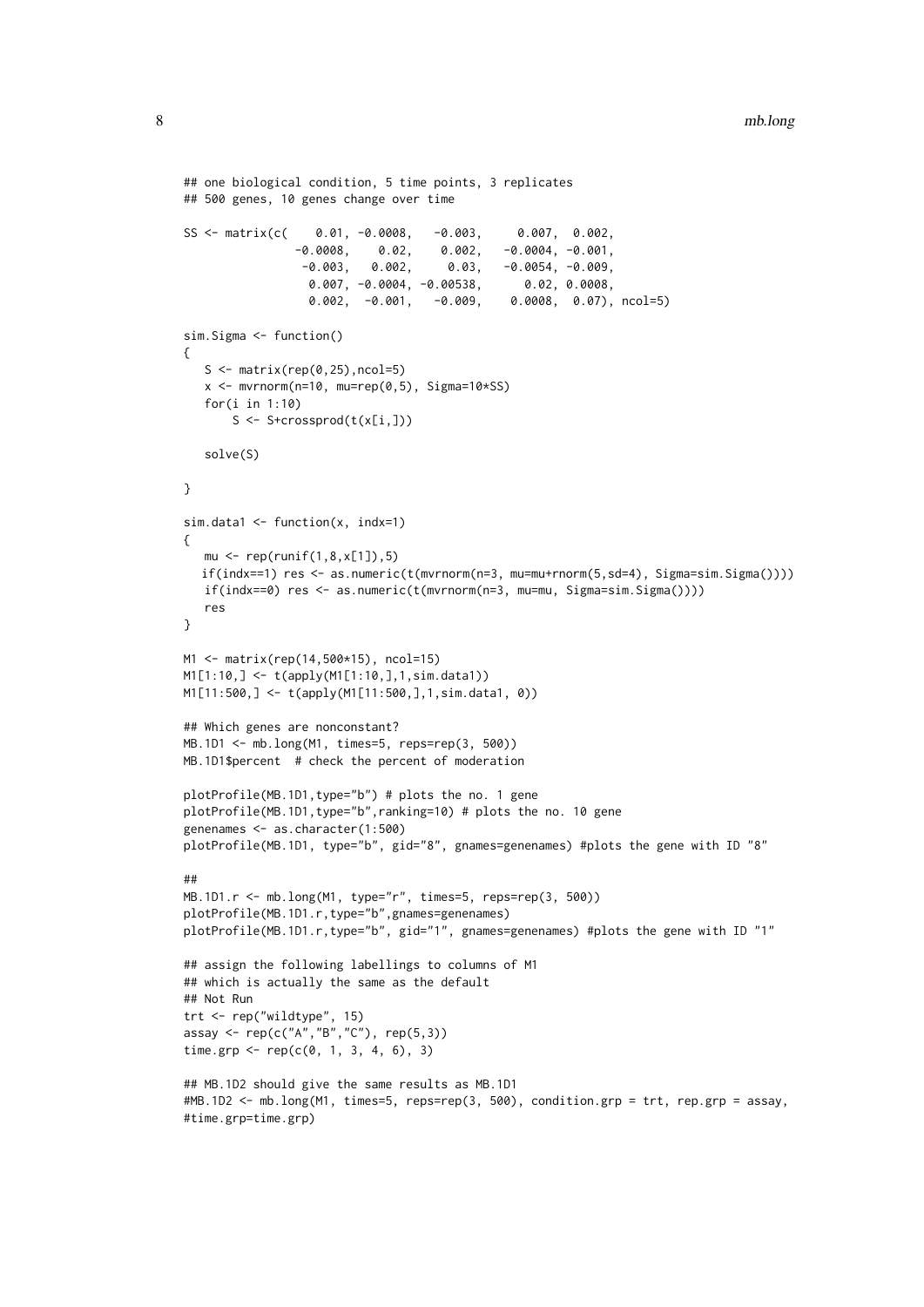```
## one biological condition, 5 time points, 3 replicates
## 500 genes, 10 genes change over time

SS <- matrix(c(    0.01, -0.0008,   -0.003,     0.007,  0.002,
                -0.0008,    0.02,    0.002,   -0.0004, -0.001,
                 -0.003,   0.002,     0.03,   -0.0054, -0.009,
                  0.007, -0.0004, -0.00538,      0.02, 0.0008,
                  0.002,  -0.001,   -0.009,    0.0008,  0.07), ncol=5)

sim.Sigma <- function()
{
   S <- matrix(rep(0,25),ncol=5)
   x <- mvrnorm(n=10, mu=rep(0,5), Sigma=10*SS)
   for(i in 1:10)
       S <- S+crossprod(t(x[i,]))

   solve(S)

}

sim.data1 <- function(x, indx=1)
{
   mu <- rep(runif(1,8,x[1]),5)
   if(indx==1) res <- as.numeric(t(mvrnorm(n=3, mu=mu+rnorm(5,sd=4), Sigma=sim.Sigma())))
   if(indx==0) res <- as.numeric(t(mvrnorm(n=3, mu=mu, Sigma=sim.Sigma())))
   res
}

M1 <- matrix(rep(14,500*15), ncol=15)
M1[1:10,] <- t(apply(M1[1:10,],1,sim.data1))
M1[11:500,] <- t(apply(M1[11:500,],1,sim.data1, 0))

## Which genes are nonconstant?
MB.1D1 <- mb.long(M1, times=5, reps=rep(3, 500))
MB.1D1$percent  # check the percent of moderation

plotProfile(MB.1D1,type="b") # plots the no. 1 gene
plotProfile(MB.1D1,type="b",ranking=10) # plots the no. 10 gene
genenames <- as.character(1:500)
plotProfile(MB.1D1, type="b", gid="8", gnames=genenames) #plots the gene with ID "8"

##
MB.1D1.r <- mb.long(M1, type="r", times=5, reps=rep(3, 500))
plotProfile(MB.1D1.r,type="b",gnames=genenames)
plotProfile(MB.1D1.r,type="b", gid="1", gnames=genenames) #plots the gene with ID "1"

## assign the following labellings to columns of M1
## which is actually the same as the default
## Not Run
trt <- rep("wildtype", 15)
assay <- rep(c("A","B","C"), rep(5,3))
time.grp <- rep(c(0, 1, 3, 4, 6), 3)

## MB.1D2 should give the same results as MB.1D1
#MB.1D2 <- mb.long(M1, times=5, reps=rep(3, 500), condition.grp = trt, rep.grp = assay,
#time.grp=time.grp)
```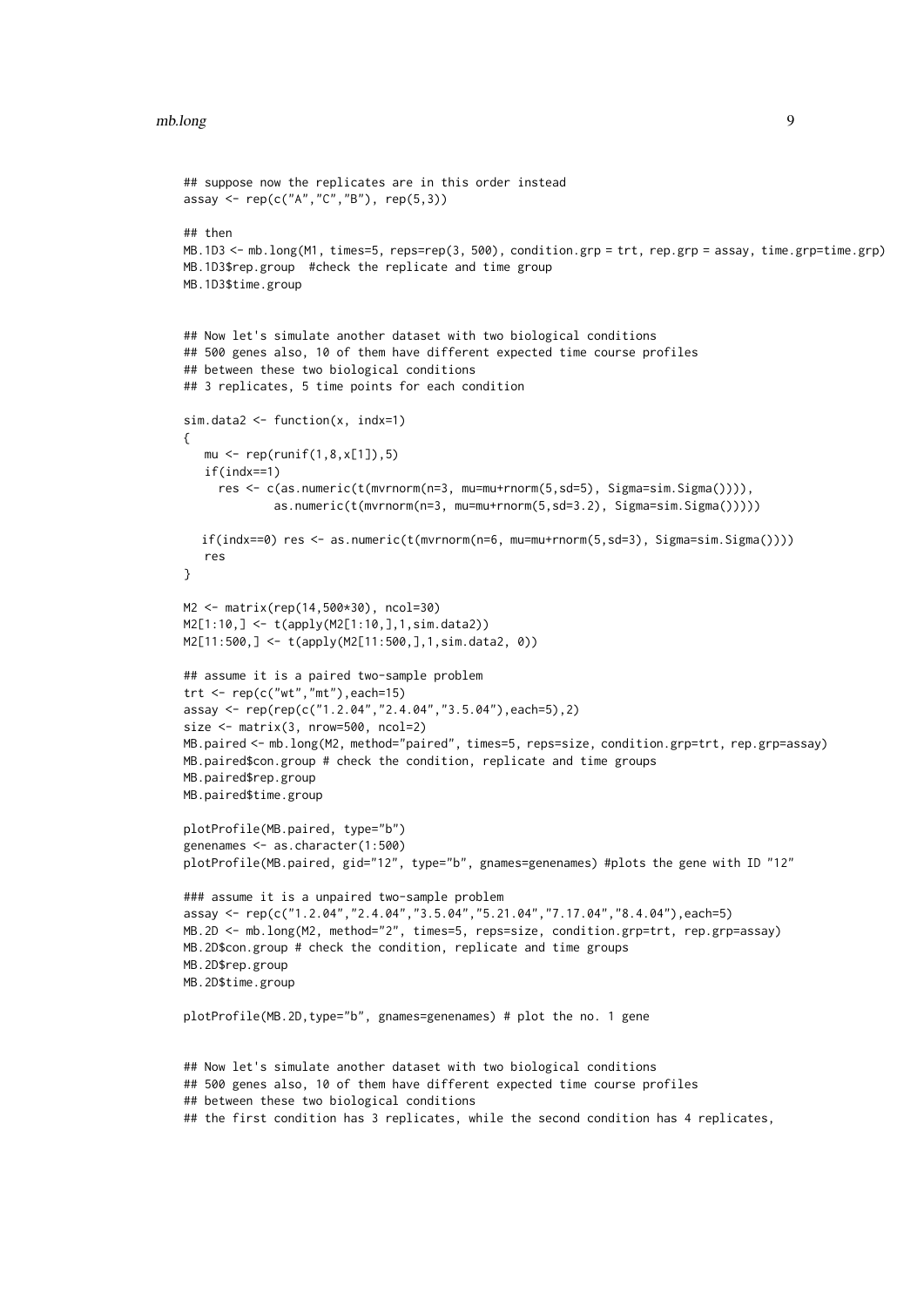```
## suppose now the replicates are in this order instead
assay <- rep(c("A","C","B"), rep(5,3))

## then
MB.1D3 <- mb.long(M1, times=5, reps=rep(3, 500), condition.grp = trt, rep.grp = assay, time.grp=time.grp)
MB.1D3$rep.group  #check the replicate and time group
MB.1D3$time.group


## Now let's simulate another dataset with two biological conditions
## 500 genes also, 10 of them have different expected time course profiles
## between these two biological conditions
## 3 replicates, 5 time points for each condition

sim.data2 <- function(x, indx=1)
{
   mu <- rep(runif(1,8,x[1]),5)
   if(indx==1)
     res <- c(as.numeric(t(mvrnorm(n=3, mu=mu+rnorm(5,sd=5), Sigma=sim.Sigma()))),
             as.numeric(t(mvrnorm(n=3, mu=mu+rnorm(5,sd=3.2), Sigma=sim.Sigma()))))

   if(indx==0) res <- as.numeric(t(mvrnorm(n=6, mu=mu+rnorm(5,sd=3), Sigma=sim.Sigma())))
   res
}

M2 <- matrix(rep(14,500*30), ncol=30)
M2[1:10,] <- t(apply(M2[1:10,],1,sim.data2))
M2[11:500,] <- t(apply(M2[11:500,],1,sim.data2, 0))

## assume it is a paired two-sample problem
trt <- rep(c("wt","mt"),each=15)
assay <- rep(rep(c("1.2.04","2.4.04","3.5.04"),each=5),2)
size <- matrix(3, nrow=500, ncol=2)
MB.paired <- mb.long(M2, method="paired", times=5, reps=size, condition.grp=trt, rep.grp=assay)
MB.paired$con.group # check the condition, replicate and time groups
MB.paired$rep.group
MB.paired$time.group

plotProfile(MB.paired, type="b")
genenames <- as.character(1:500)
plotProfile(MB.paired, gid="12", type="b", gnames=genenames) #plots the gene with ID "12"

### assume it is a unpaired two-sample problem
assay <- rep(c("1.2.04","2.4.04","3.5.04","5.21.04","7.17.04","8.4.04"),each=5)
MB.2D <- mb.long(M2, method="2", times=5, reps=size, condition.grp=trt, rep.grp=assay)
MB.2D$con.group # check the condition, replicate and time groups
MB.2D$rep.group
MB.2D$time.group

plotProfile(MB.2D,type="b", gnames=genenames) # plot the no. 1 gene


## Now let's simulate another dataset with two biological conditions
## 500 genes also, 10 of them have different expected time course profiles
## between these two biological conditions
## the first condition has 3 replicates, while the second condition has 4 replicates,
```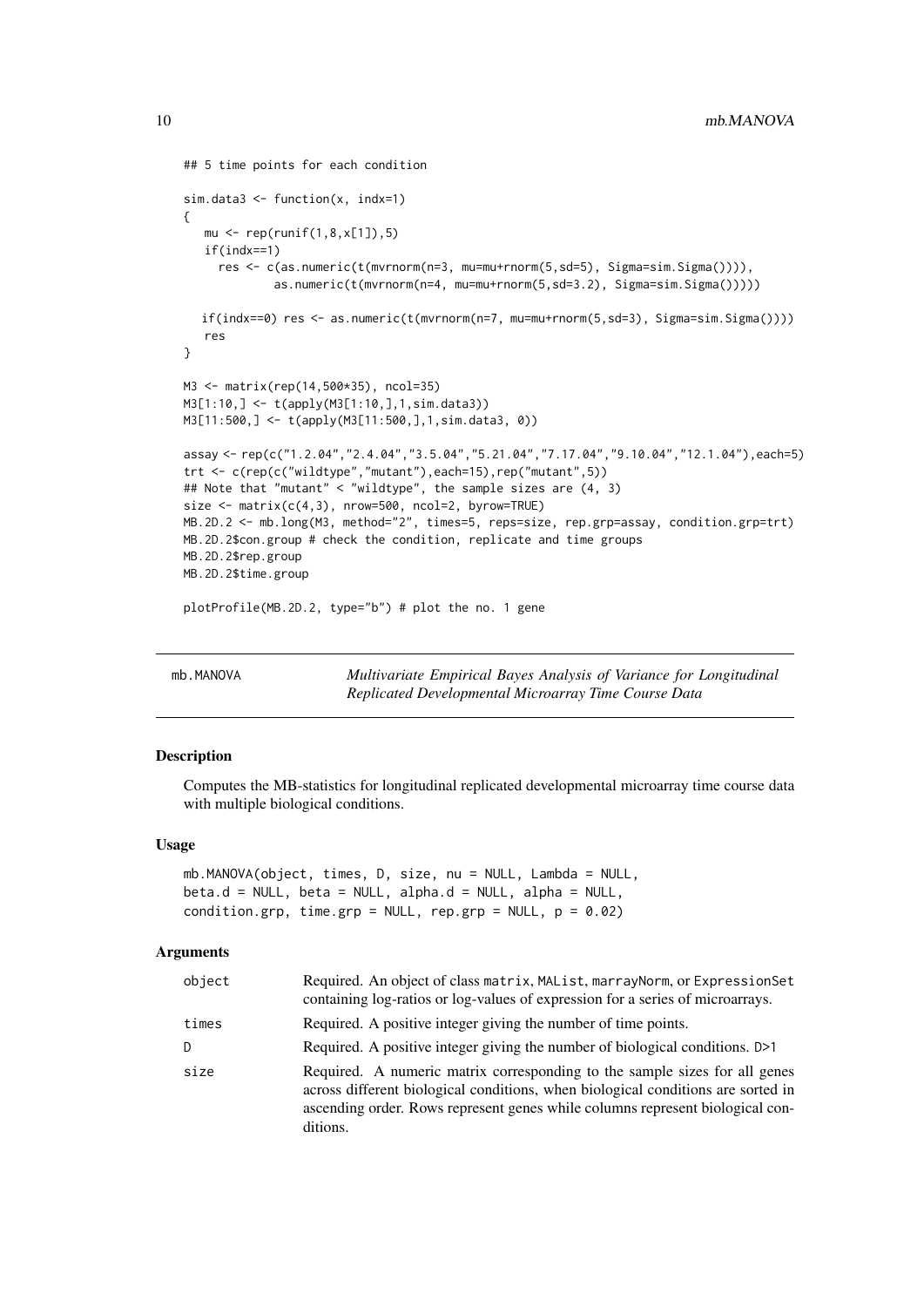```
## 5 time points for each condition

sim.data3 <- function(x, indx=1)
{
   mu <- rep(runif(1,8,x[1]),5)
   if(indx==1)
     res <- c(as.numeric(t(mvrnorm(n=3, mu=mu+rnorm(5,sd=5), Sigma=sim.Sigma()))),
             as.numeric(t(mvrnorm(n=4, mu=mu+rnorm(5,sd=3.2), Sigma=sim.Sigma()))))

   if(indx==0) res <- as.numeric(t(mvrnorm(n=7, mu=mu+rnorm(5,sd=3), Sigma=sim.Sigma())))
   res
}

M3 <- matrix(rep(14,500*35), ncol=35)
M3[1:10,] <- t(apply(M3[1:10,],1,sim.data3))
M3[11:500,] <- t(apply(M3[11:500,],1,sim.data3, 0))

assay <- rep(c("1.2.04","2.4.04","3.5.04","5.21.04","7.17.04","9.10.04","12.1.04"),each=5)
trt <- c(rep(c("wildtype","mutant"),each=15),rep("mutant",5))
## Note that "mutant" < "wildtype", the sample sizes are (4, 3)
size <- matrix(c(4,3), nrow=500, ncol=2, byrow=TRUE)
MB.2D.2 <- mb.long(M3, method="2", times=5, reps=size, rep.grp=assay, condition.grp=trt)
MB.2D.2$con.group # check the condition, replicate and time groups
MB.2D.2$rep.group
MB.2D.2$time.group

plotProfile(MB.2D.2, type="b") # plot the no. 1 gene
```

---

## mb.MANOVA — *Multivariate Empirical Bayes Analysis of Variance for Longitudinal Replicated Developmental Microarray Time Course Data*

### Description

Computes the MB-statistics for longitudinal replicated developmental microarray time course data with multiple biological conditions.

### Usage

```
mb.MANOVA(object, times, D, size, nu = NULL, Lambda = NULL,
beta.d = NULL, beta = NULL, alpha.d = NULL, alpha = NULL,
condition.grp, time.grp = NULL, rep.grp = NULL, p = 0.02)
```

### Arguments

| | |
|---|---|
| object | Required. An object of class matrix, MAList, marrayNorm, or ExpressionSet containing log-ratios or log-values of expression for a series of microarrays. |
| times | Required. A positive integer giving the number of time points. |
| D | Required. A positive integer giving the number of biological conditions. D>1 |
| size | Required. A numeric matrix corresponding to the sample sizes for all genes across different biological conditions, when biological conditions are sorted in ascending order. Rows represent genes while columns represent biological conditions. |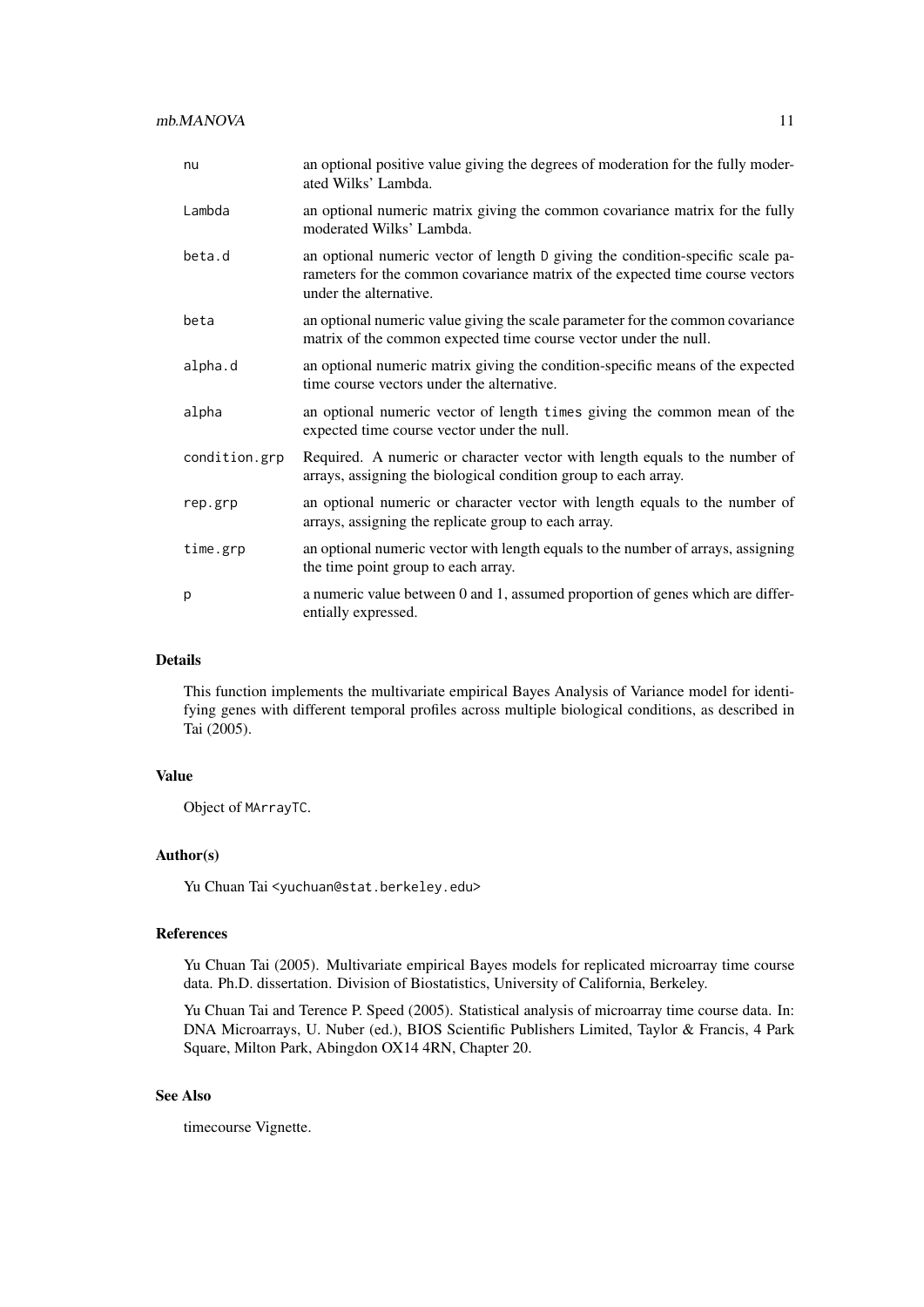| | |
|---|---|
| `nu` | an optional positive value giving the degrees of moderation for the fully moderated Wilks' Lambda. |
| `Lambda` | an optional numeric matrix giving the common covariance matrix for the fully moderated Wilks' Lambda. |
| `beta.d` | an optional numeric vector of length `D` giving the condition-specific scale parameters for the common covariance matrix of the expected time course vectors under the alternative. |
| `beta` | an optional numeric value giving the scale parameter for the common covariance matrix of the common expected time course vector under the null. |
| `alpha.d` | an optional numeric matrix giving the condition-specific means of the expected time course vectors under the alternative. |
| `alpha` | an optional numeric vector of length `times` giving the common mean of the expected time course vector under the null. |
| `condition.grp` | Required. A numeric or character vector with length equals to the number of arrays, assigning the biological condition group to each array. |
| `rep.grp` | an optional numeric or character vector with length equals to the number of arrays, assigning the replicate group to each array. |
| `time.grp` | an optional numeric vector with length equals to the number of arrays, assigning the time point group to each array. |
| `p` | a numeric value between 0 and 1, assumed proportion of genes which are differentially expressed. |

### Details

This function implements the multivariate empirical Bayes Analysis of Variance model for identifying genes with different temporal profiles across multiple biological conditions, as described in Tai (2005).

### Value

Object of `MArrayTC`.

### Author(s)

Yu Chuan Tai <yuchuan@stat.berkeley.edu>

### References

Yu Chuan Tai (2005). Multivariate empirical Bayes models for replicated microarray time course data. Ph.D. dissertation. Division of Biostatistics, University of California, Berkeley.

Yu Chuan Tai and Terence P. Speed (2005). Statistical analysis of microarray time course data. In: DNA Microarrays, U. Nuber (ed.), BIOS Scientific Publishers Limited, Taylor & Francis, 4 Park Square, Milton Park, Abingdon OX14 4RN, Chapter 20.

### See Also

timecourse Vignette.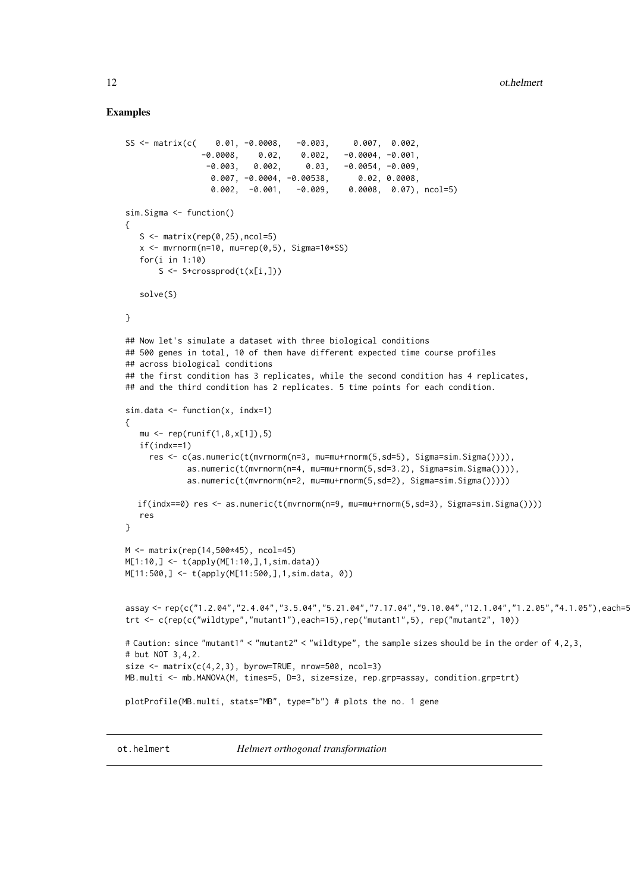### Examples

```
SS <- matrix(c(    0.01, -0.0008,   -0.003,     0.007,  0.002,
               -0.0008,    0.02,    0.002,   -0.0004, -0.001,
                -0.003,   0.002,     0.03,   -0.0054, -0.009,
                 0.007, -0.0004, -0.00538,      0.02, 0.0008,
                 0.002,  -0.001,   -0.009,    0.0008,  0.07), ncol=5)

sim.Sigma <- function()
{
   S <- matrix(rep(0,25),ncol=5)
   x <- mvrnorm(n=10, mu=rep(0,5), Sigma=10*SS)
   for(i in 1:10)
       S <- S+crossprod(t(x[i,]))

   solve(S)

}

## Now let's simulate a dataset with three biological conditions
## 500 genes in total, 10 of them have different expected time course profiles
## across biological conditions
## the first condition has 3 replicates, while the second condition has 4 replicates,
## and the third condition has 2 replicates. 5 time points for each condition.

sim.data <- function(x, indx=1)
{
   mu <- rep(runif(1,8,x[1]),5)
   if(indx==1)
     res <- c(as.numeric(t(mvrnorm(n=3, mu=mu+rnorm(5,sd=5), Sigma=sim.Sigma()))),
             as.numeric(t(mvrnorm(n=4, mu=mu+rnorm(5,sd=3.2), Sigma=sim.Sigma()))),
             as.numeric(t(mvrnorm(n=2, mu=mu+rnorm(5,sd=2), Sigma=sim.Sigma()))))

   if(indx==0) res <- as.numeric(t(mvrnorm(n=9, mu=mu+rnorm(5,sd=3), Sigma=sim.Sigma())))
   res
}

M <- matrix(rep(14,500*45), ncol=45)
M[1:10,] <- t(apply(M[1:10,],1,sim.data))
M[11:500,] <- t(apply(M[11:500,],1,sim.data, 0))


assay <- rep(c("1.2.04","2.4.04","3.5.04","5.21.04","7.17.04","9.10.04","12.1.04","1.2.05","4.1.05"),each=5
trt <- c(rep(c("wildtype","mutant1"),each=15),rep("mutant1",5), rep("mutant2", 10))

# Caution: since "mutant1" < "mutant2" < "wildtype", the sample sizes should be in the order of 4,2,3,
# but NOT 3,4,2.
size <- matrix(c(4,2,3), byrow=TRUE, nrow=500, ncol=3)
MB.multi <- mb.MANOVA(M, times=5, D=3, size=size, rep.grp=assay, condition.grp=trt)

plotProfile(MB.multi, stats="MB", type="b") # plots the no. 1 gene
```

---

ot.helmert *Helmert orthogonal transformation*

---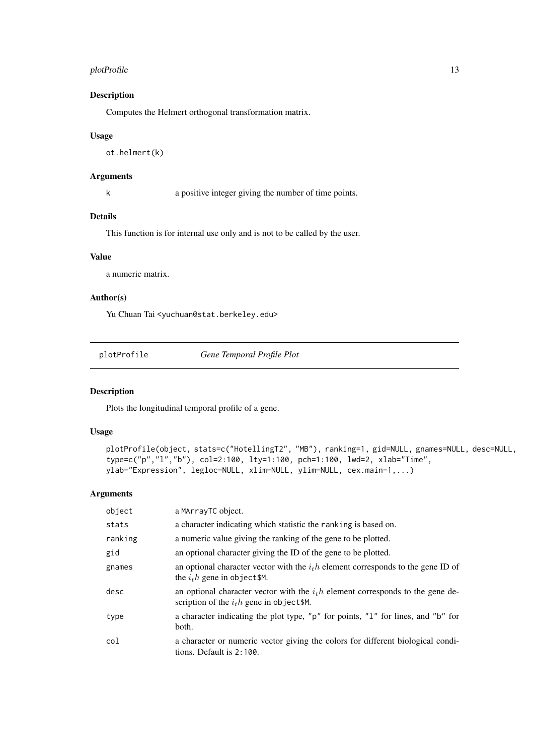### Description

Computes the Helmert orthogonal transformation matrix.

### Usage

```
ot.helmert(k)
```

### Arguments

| | |
|---|---|
| k | a positive integer giving the number of time points. |

### Details

This function is for internal use only and is not to be called by the user.

### Value

a numeric matrix.

### Author(s)

Yu Chuan Tai <yuchuan@stat.berkeley.edu>

---

## plotProfile *Gene Temporal Profile Plot*

---

### Description

Plots the longitudinal temporal profile of a gene.

### Usage

```
plotProfile(object, stats=c("HotellingT2", "MB"), ranking=1, gid=NULL, gnames=NULL, desc=NULL,
type=c("p","l","b"), col=2:100, lty=1:100, pch=1:100, lwd=2, xlab="Time",
ylab="Expression", legloc=NULL, xlim=NULL, ylim=NULL, cex.main=1,...)
```

### Arguments

| | |
|---|---|
| object | a MArrayTC object. |
| stats | a character indicating which statistic the ranking is based on. |
| ranking | a numeric value giving the ranking of the gene to be plotted. |
| gid | an optional character giving the ID of the gene to be plotted. |
| gnames | an optional character vector with the $i_th$ element corresponds to the gene ID of the $i_th$ gene in object$M. |
| desc | an optional character vector with the $i_th$ element corresponds to the gene description of the $i_th$ gene in object$M. |
| type | a character indicating the plot type, "p" for points, "l" for lines, and "b" for both. |
| col | a character or numeric vector giving the colors for different biological conditions. Default is 2:100. |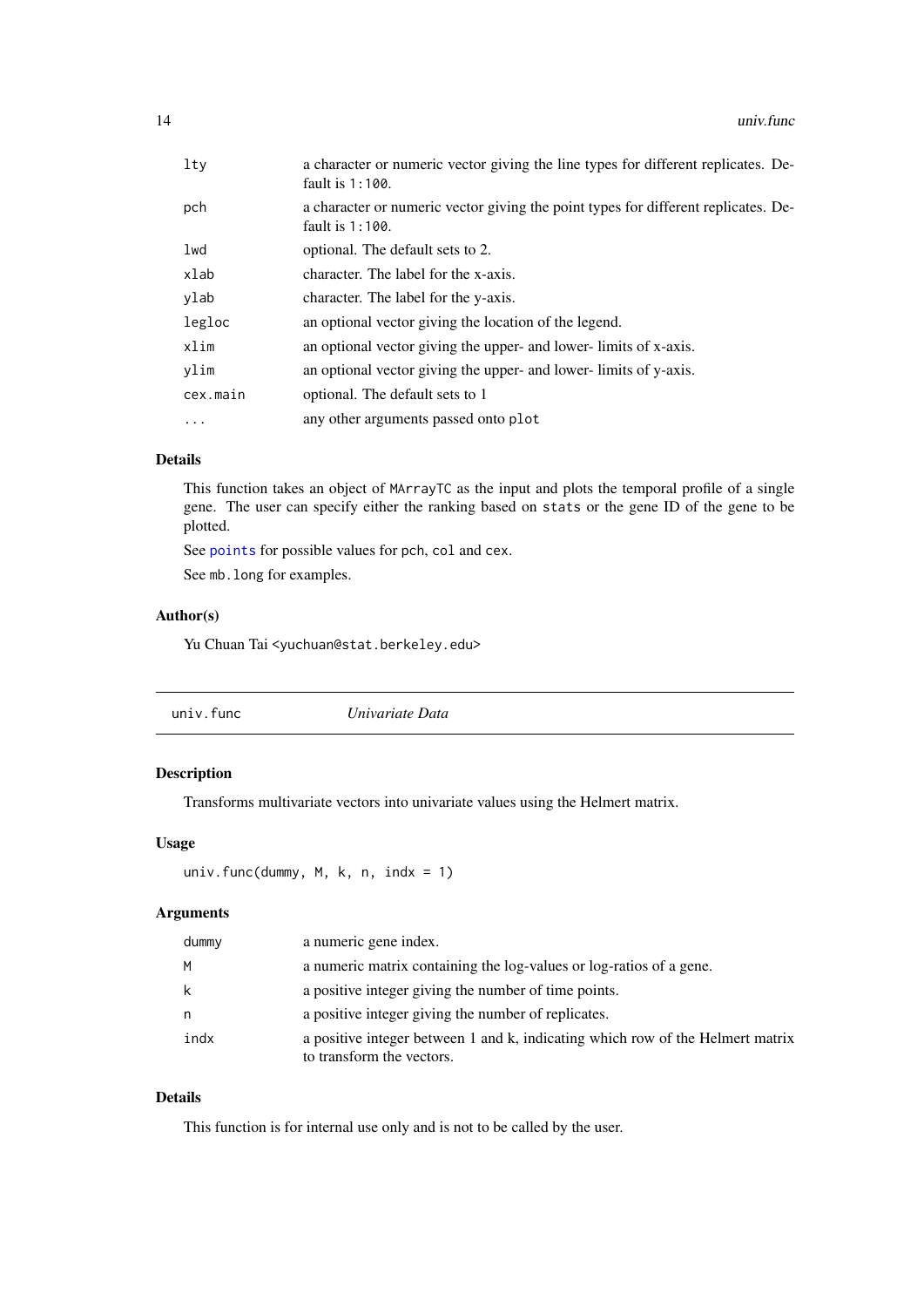| | |
|---|---|
| lty | a character or numeric vector giving the line types for different replicates. Default is 1:100. |
| pch | a character or numeric vector giving the point types for different replicates. Default is 1:100. |
| lwd | optional. The default sets to 2. |
| xlab | character. The label for the x-axis. |
| ylab | character. The label for the y-axis. |
| legloc | an optional vector giving the location of the legend. |
| xlim | an optional vector giving the upper- and lower- limits of x-axis. |
| ylim | an optional vector giving the upper- and lower- limits of y-axis. |
| cex.main | optional. The default sets to 1 |
| ... | any other arguments passed onto plot |

### Details

This function takes an object of MArrayTC as the input and plots the temporal profile of a single gene. The user can specify either the ranking based on stats or the gene ID of the gene to be plotted.

See points for possible values for pch, col and cex.

See mb.long for examples.

### Author(s)

Yu Chuan Tai <yuchuan@stat.berkeley.edu>

---

## univ.func *Univariate Data*

### Description

Transforms multivariate vectors into univariate values using the Helmert matrix.

### Usage

```
univ.func(dummy, M, k, n, indx = 1)
```

### Arguments

| | |
|---|---|
| dummy | a numeric gene index. |
| M | a numeric matrix containing the log-values or log-ratios of a gene. |
| k | a positive integer giving the number of time points. |
| n | a positive integer giving the number of replicates. |
| indx | a positive integer between 1 and k, indicating which row of the Helmert matrix to transform the vectors. |

### Details

This function is for internal use only and is not to be called by the user.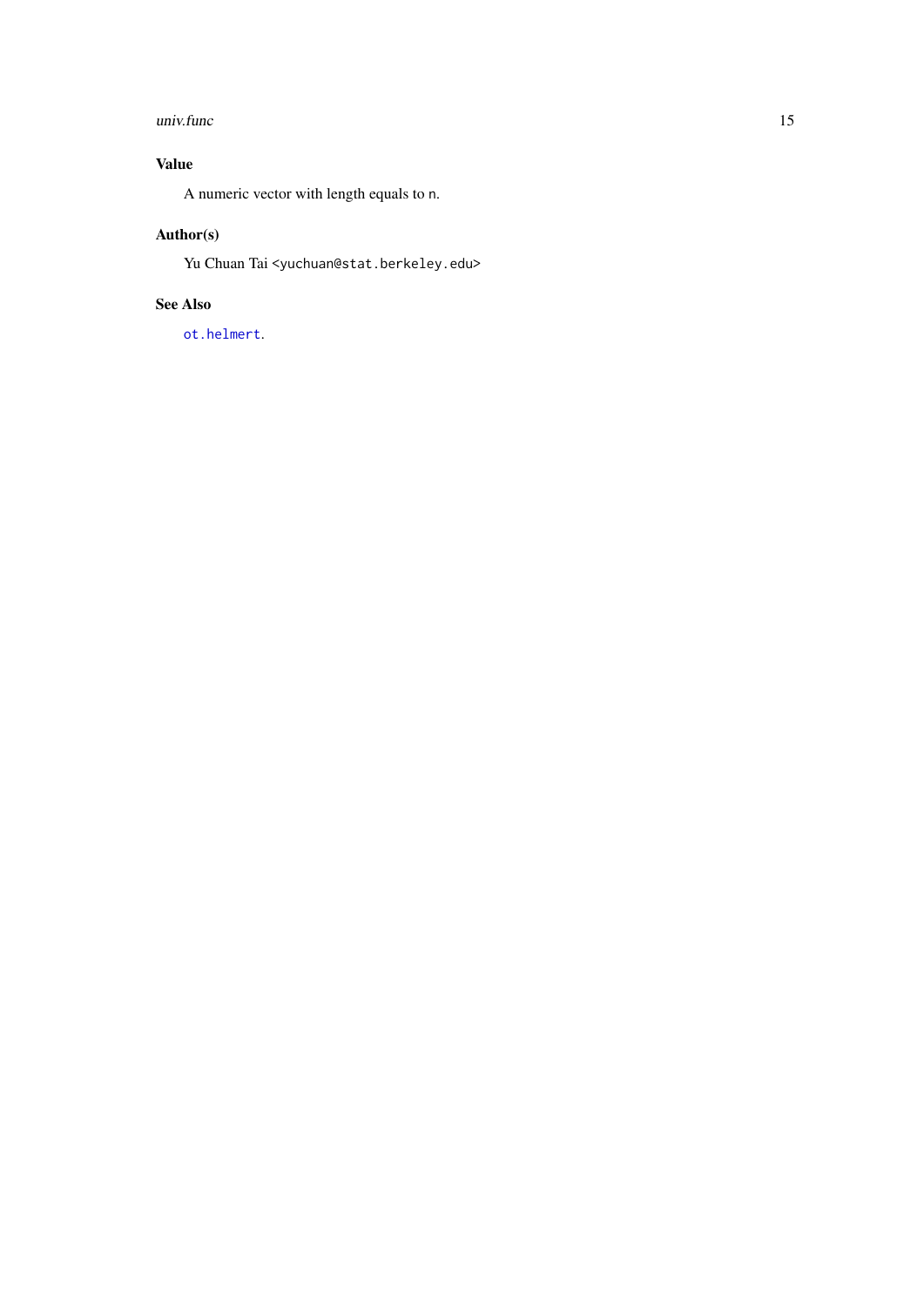## Value

A numeric vector with length equals to `n`.

## Author(s)

Yu Chuan Tai <yuchuan@stat.berkeley.edu>

## See Also

`ot.helmert`.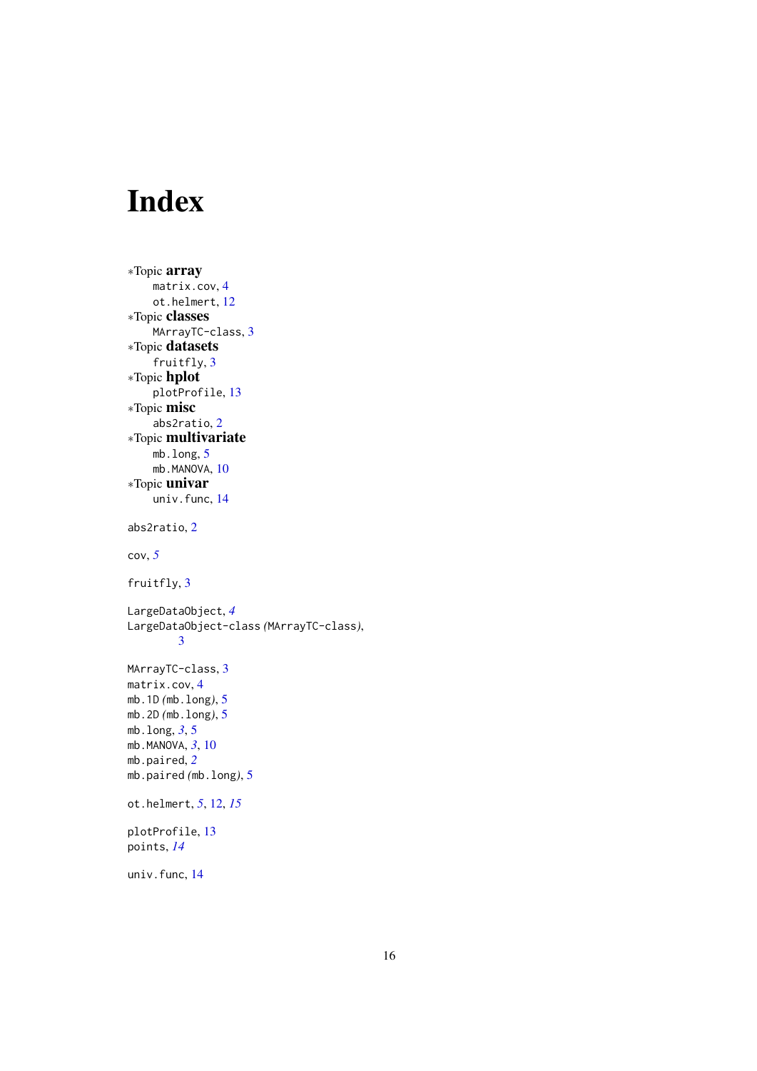# Index

∗Topic **array**
- matrix.cov, 4
- ot.helmert, 12

∗Topic **classes**
- MArrayTC-class, 3

∗Topic **datasets**
- fruitfly, 3

∗Topic **hplot**
- plotProfile, 13

∗Topic **misc**
- abs2ratio, 2

∗Topic **multivariate**
- mb.long, 5
- mb.MANOVA, 10

∗Topic **univar**
- univ.func, 14

abs2ratio, 2

cov, *5*

fruitfly, 3

LargeDataObject, *4*
LargeDataObject-class *(*MArrayTC-class*)*, 3

MArrayTC-class, 3
matrix.cov, 4
mb.1D *(*mb.long*)*, 5
mb.2D *(*mb.long*)*, 5
mb.long, *3*, 5
mb.MANOVA, *3*, 10
mb.paired, *2*
mb.paired *(*mb.long*)*, 5

ot.helmert, *5*, 12, *15*

plotProfile, 13
points, *14*

univ.func, 14